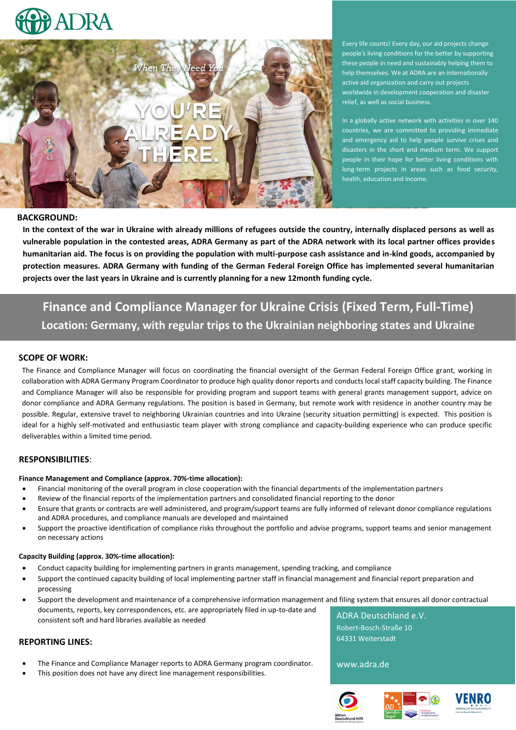ADRA

When They Need You

YOU'RE ALREADY THERE.

Every life counts! Every day, our aid projects change people's living conditions for the better by supporting these people in need and sustainably helping them to help themselves. We at ADRA are an internationally active aid organization and carry out projects worldwide in development cooperation and disaster relief, as well as social business.

In a globally active network with activities in over 140 countries, we are committed to providing immediate and emergency aid to help people survive crises and disasters in the short and medium term. We support people in their hope for better living conditions with long-term projects in areas such as food security, health, education and income.

## BACKGROUND:

**In the context of the war in Ukraine with already millions of refugees outside the country, internally displaced persons as well as vulnerable population in the contested areas, ADRA Germany as part of the ADRA network with its local partner offices provides humanitarian aid. The focus is on providing the population with multi-purpose cash assistance and in-kind goods, accompanied by protection measures. ADRA Germany with funding of the German Federal Foreign Office has implemented several humanitarian projects over the last years in Ukraine and is currently planning for a new 12month funding cycle.**

# Finance and Compliance Manager for Ukraine Crisis (Fixed Term, Full-Time)

## Location: Germany, with regular trips to the Ukrainian neighboring states and Ukraine

## SCOPE OF WORK:

The Finance and Compliance Manager will focus on coordinating the financial oversight of the German Federal Foreign Office grant, working in collaboration with ADRA Germany Program Coordinator to produce high quality donor reports and conducts local staff capacity building. The Finance and Compliance Manager will also be responsible for providing program and support teams with general grants management support, advice on donor compliance and ADRA Germany regulations. The position is based in Germany, but remote work with residence in another country may be possible. Regular, extensive travel to neighboring Ukrainian countries and into Ukraine (security situation permitting) is expected. This position is ideal for a highly self-motivated and enthusiastic team player with strong compliance and capacity-building experience who can produce specific deliverables within a limited time period.

## RESPONSIBILITIES:

**Finance Management and Compliance (approx. 70%-time allocation):**

- Financial monitoring of the overall program in close cooperation with the financial departments of the implementation partners
- Review of the financial reports of the implementation partners and consolidated financial reporting to the donor
- Ensure that grants or contracts are well administered, and program/support teams are fully informed of relevant donor compliance regulations and ADRA procedures, and compliance manuals are developed and maintained
- Support the proactive identification of compliance risks throughout the portfolio and advise programs, support teams and senior management on necessary actions

**Capacity Building (approx. 30%-time allocation):**

- Conduct capacity building for implementing partners in grants management, spending tracking, and compliance
- Support the continued capacity building of local implementing partner staff in financial management and financial report preparation and processing
- Support the development and maintenance of a comprehensive information management and filing system that ensures all donor contractual documents, reports, key correspondences, etc. are appropriately filed in up-to-date and consistent soft and hard libraries available as needed

## REPORTING LINES:

- The Finance and Compliance Manager reports to ADRA Germany program coordinator.
- This position does not have any direct line management responsibilities.

ADRA Deutschland e.V.
Robert-Bosch-Straße 10
64331 Weiterstadt

www.adra.de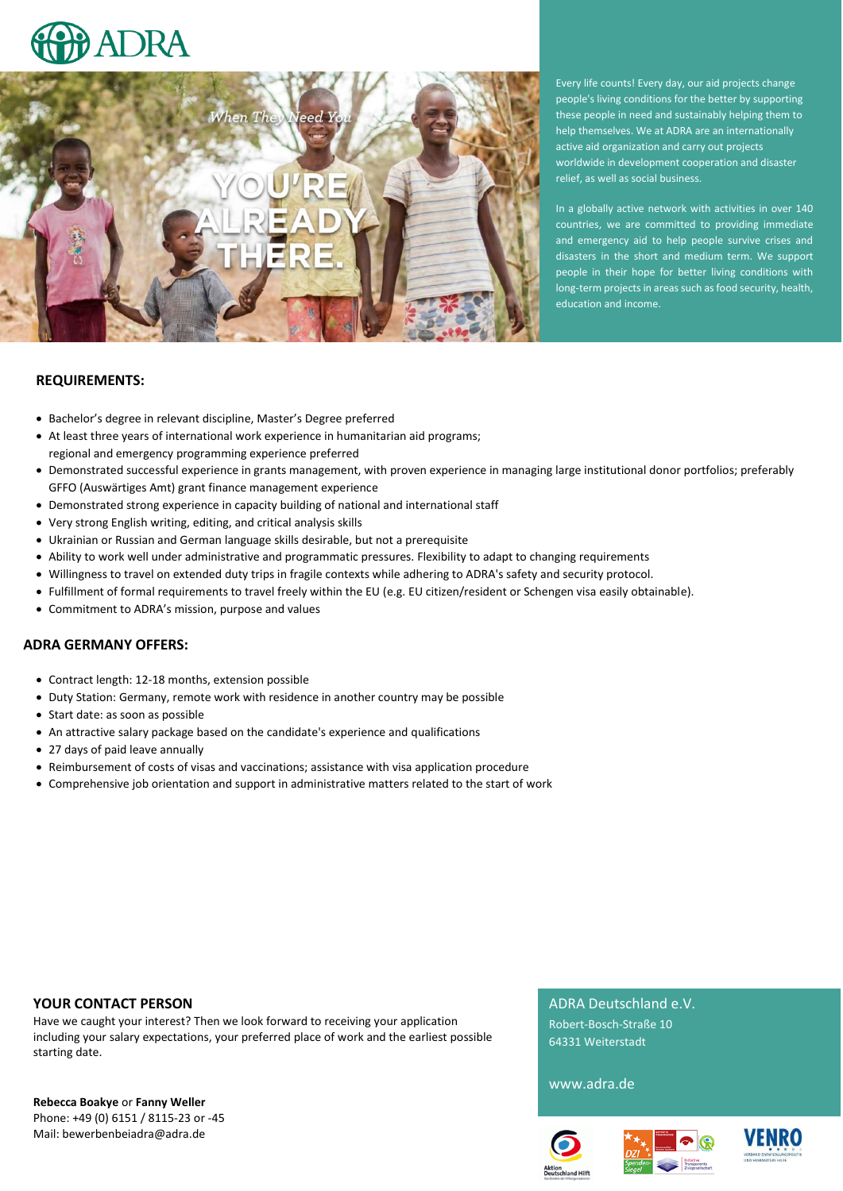Every life counts! Every day, our aid projects change people's living conditions for the better by supporting these people in need and sustainably helping them to help themselves. We at ADRA are an internationally active aid organization and carry out projects worldwide in development cooperation and disaster relief, as well as social business.

In a globally active network with activities in over 140 countries, we are committed to providing immediate and emergency aid to help people survive crises and disasters in the short and medium term. We support people in their hope for better living conditions with long-term projects in areas such as food security, health, education and income.

## REQUIREMENTS:

- Bachelor's degree in relevant discipline, Master's Degree preferred
- At least three years of international work experience in humanitarian aid programs; regional and emergency programming experience preferred
- Demonstrated successful experience in grants management, with proven experience in managing large institutional donor portfolios; preferably GFFO (Auswärtiges Amt) grant finance management experience
- Demonstrated strong experience in capacity building of national and international staff
- Very strong English writing, editing, and critical analysis skills
- Ukrainian or Russian and German language skills desirable, but not a prerequisite
- Ability to work well under administrative and programmatic pressures. Flexibility to adapt to changing requirements
- Willingness to travel on extended duty trips in fragile contexts while adhering to ADRA's safety and security protocol.
- Fulfillment of formal requirements to travel freely within the EU (e.g. EU citizen/resident or Schengen visa easily obtainable).
- Commitment to ADRA's mission, purpose and values

## ADRA GERMANY OFFERS:

- Contract length: 12-18 months, extension possible
- Duty Station: Germany, remote work with residence in another country may be possible
- Start date: as soon as possible
- An attractive salary package based on the candidate's experience and qualifications
- 27 days of paid leave annually
- Reimbursement of costs of visas and vaccinations; assistance with visa application procedure
- Comprehensive job orientation and support in administrative matters related to the start of work

## YOUR CONTACT PERSON

Have we caught your interest? Then we look forward to receiving your application including your salary expectations, your preferred place of work and the earliest possible starting date.

**Rebecca Boakye** or **Fanny Weller**
Phone: +49 (0) 6151 / 8115-23 or -45
Mail: bewerbenbeiadra@adra.de

ADRA Deutschland e.V.
Robert-Bosch-Straße 10
64331 Weiterstadt

www.adra.de